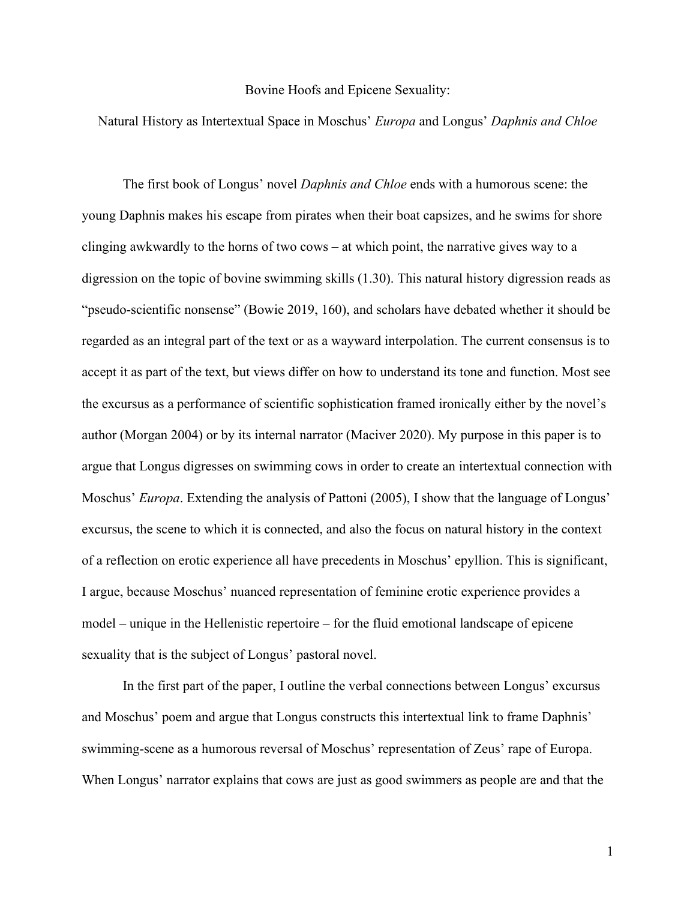# Bovine Hoofs and Epicene Sexuality:

## Natural History as Intertextual Space in Moschus' *Europa* and Longus' *Daphnis and Chloe*

The first book of Longus' novel *Daphnis and Chloe* ends with a humorous scene: the young Daphnis makes his escape from pirates when their boat capsizes, and he swims for shore clinging awkwardly to the horns of two cows – at which point, the narrative gives way to a digression on the topic of bovine swimming skills (1.30). This natural history digression reads as "pseudo-scientific nonsense" (Bowie 2019, 160), and scholars have debated whether it should be regarded as an integral part of the text or as a wayward interpolation. The current consensus is to accept it as part of the text, but views differ on how to understand its tone and function. Most see the excursus as a performance of scientific sophistication framed ironically either by the novel's author (Morgan 2004) or by its internal narrator (Maciver 2020). My purpose in this paper is to argue that Longus digresses on swimming cows in order to create an intertextual connection with Moschus' *Europa*. Extending the analysis of Pattoni (2005), I show that the language of Longus' excursus, the scene to which it is connected, and also the focus on natural history in the context of a reflection on erotic experience all have precedents in Moschus' epyllion. This is significant, I argue, because Moschus' nuanced representation of feminine erotic experience provides a model – unique in the Hellenistic repertoire – for the fluid emotional landscape of epicene sexuality that is the subject of Longus' pastoral novel.

In the first part of the paper, I outline the verbal connections between Longus' excursus and Moschus' poem and argue that Longus constructs this intertextual link to frame Daphnis' swimming-scene as a humorous reversal of Moschus' representation of Zeus' rape of Europa. When Longus' narrator explains that cows are just as good swimmers as people are and that the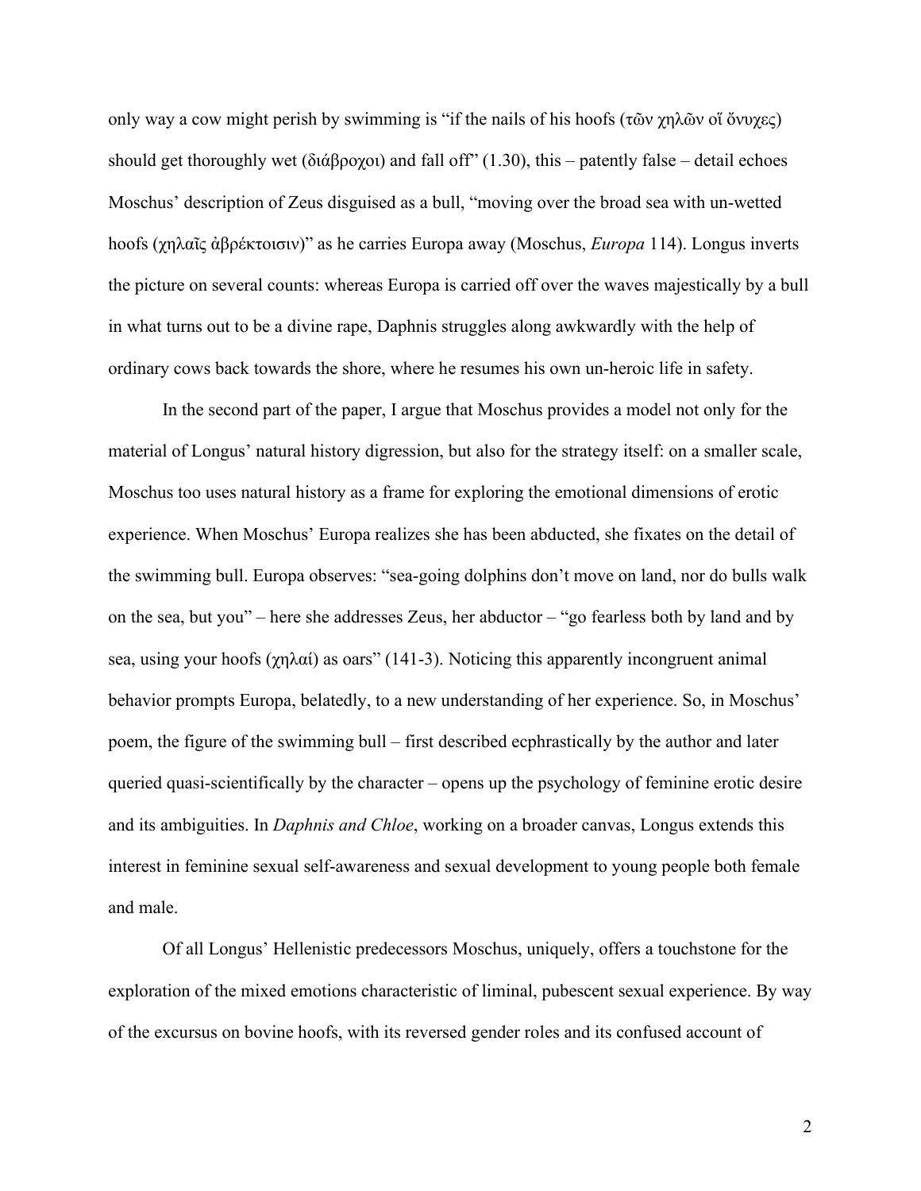only way a cow might perish by swimming is "if the nails of his hoofs (τῶν χηλῶν οἵ ὄνυχες) should get thoroughly wet (διάβροχοι) and fall off" (1.30), this – patently false – detail echoes Moschus' description of Zeus disguised as a bull, "moving over the broad sea with un-wetted hoofs (χηλαῖς ἀβρέκτοισιν)" as he carries Europa away (Moschus, *Europa* 114). Longus inverts the picture on several counts: whereas Europa is carried off over the waves majestically by a bull in what turns out to be a divine rape, Daphnis struggles along awkwardly with the help of ordinary cows back towards the shore, where he resumes his own un-heroic life in safety.

In the second part of the paper, I argue that Moschus provides a model not only for the material of Longus' natural history digression, but also for the strategy itself: on a smaller scale, Moschus too uses natural history as a frame for exploring the emotional dimensions of erotic experience. When Moschus' Europa realizes she has been abducted, she fixates on the detail of the swimming bull. Europa observes: "sea-going dolphins don't move on land, nor do bulls walk on the sea, but you" – here she addresses Zeus, her abductor – "go fearless both by land and by sea, using your hoofs (χηλαί) as oars" (141-3). Noticing this apparently incongruent animal behavior prompts Europa, belatedly, to a new understanding of her experience. So, in Moschus' poem, the figure of the swimming bull – first described ecphrastically by the author and later queried quasi-scientifically by the character – opens up the psychology of feminine erotic desire and its ambiguities. In *Daphnis and Chloe*, working on a broader canvas, Longus extends this interest in feminine sexual self-awareness and sexual development to young people both female and male.

Of all Longus' Hellenistic predecessors Moschus, uniquely, offers a touchstone for the exploration of the mixed emotions characteristic of liminal, pubescent sexual experience. By way of the excursus on bovine hoofs, with its reversed gender roles and its confused account of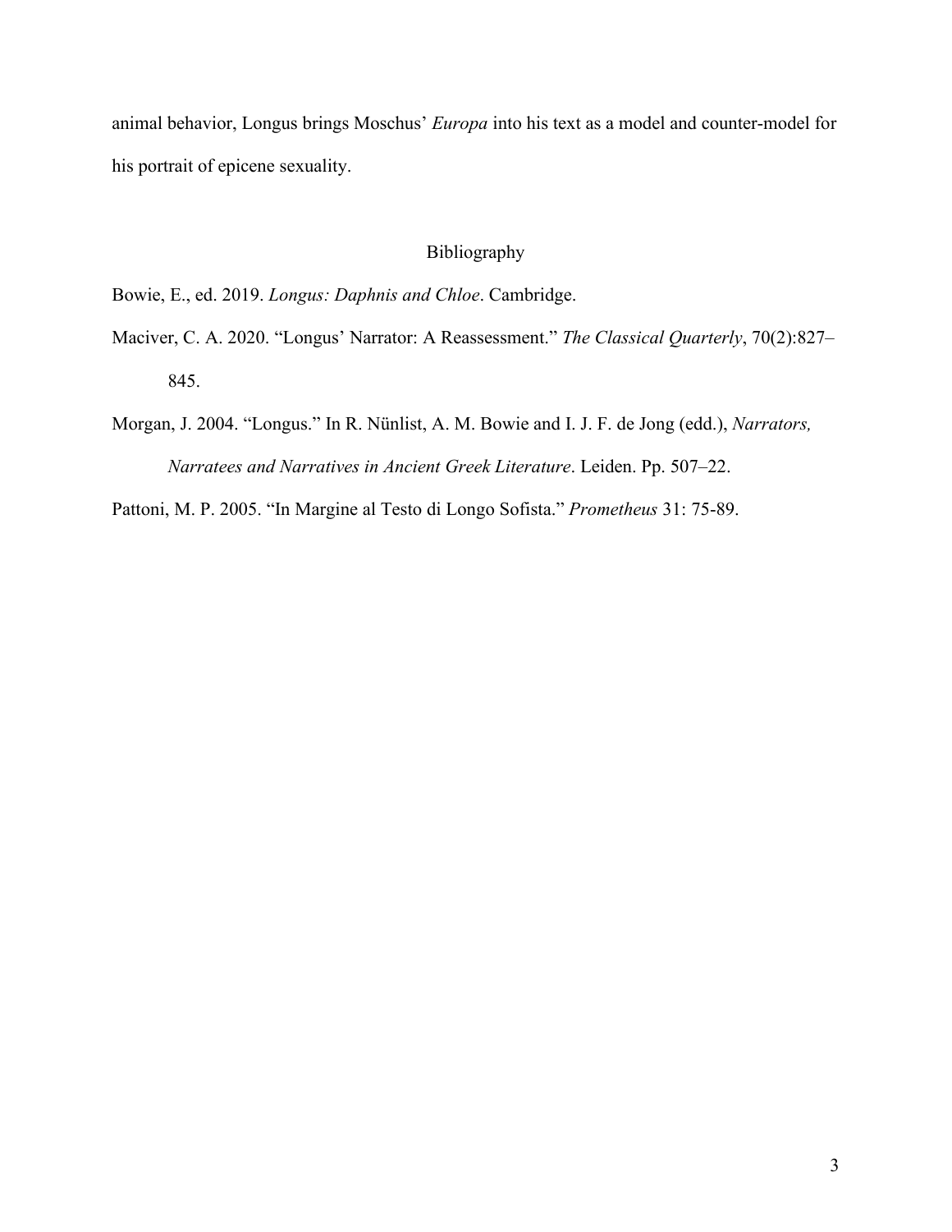animal behavior, Longus brings Moschus' *Europa* into his text as a model and counter-model for his portrait of epicene sexuality.

## Bibliography

Bowie, E., ed. 2019. *Longus: Daphnis and Chloe*. Cambridge.

Maciver, C. A. 2020. "Longus' Narrator: A Reassessment." *The Classical Quarterly*, 70(2):827–845.

Morgan, J. 2004. "Longus." In R. Nünlist, A. M. Bowie and I. J. F. de Jong (edd.), *Narrators, Narratees and Narratives in Ancient Greek Literature*. Leiden. Pp. 507–22.

Pattoni, M. P. 2005. "In Margine al Testo di Longo Sofista." *Prometheus* 31: 75-89.